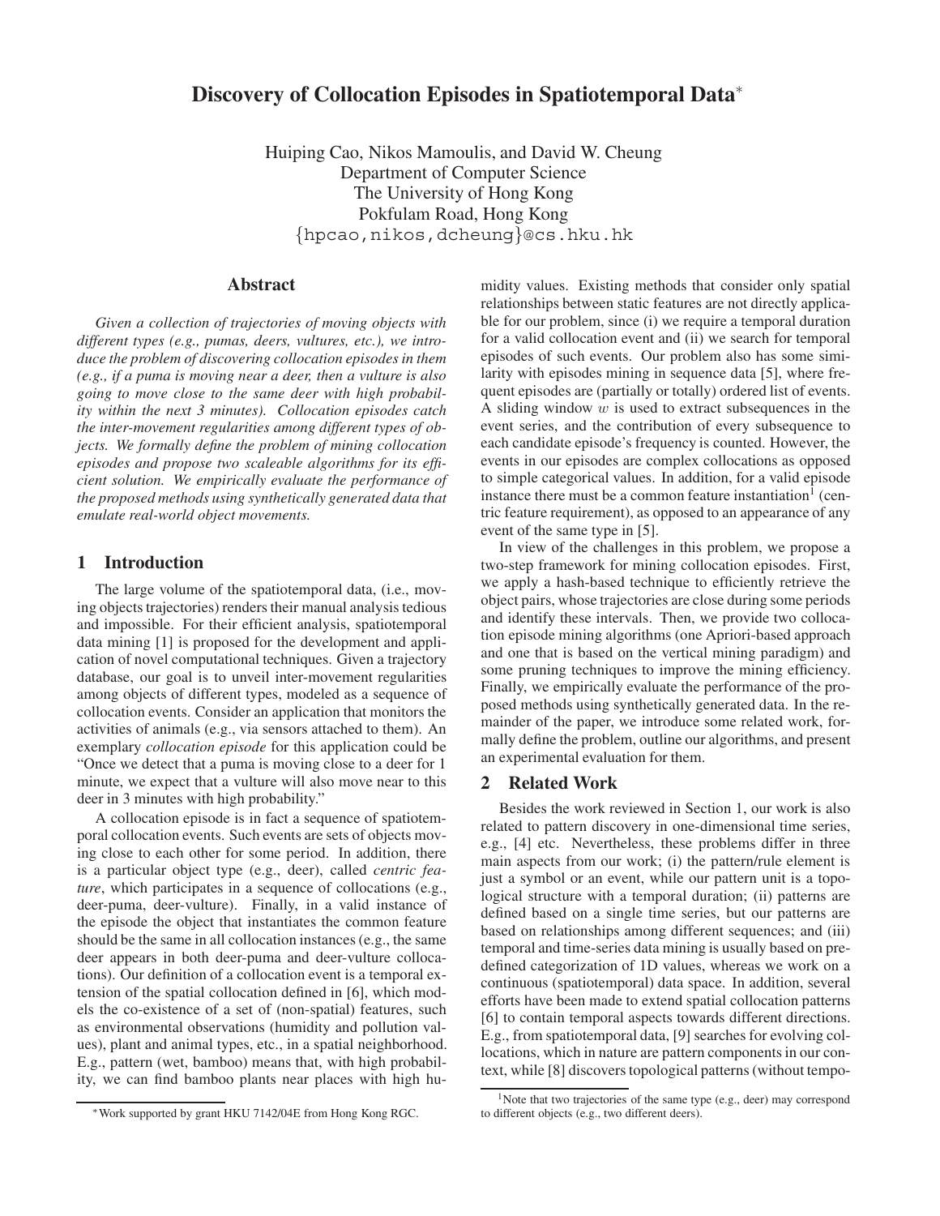# Discovery of Collocation Episodes in Spatiotemporal Data*

Huiping Cao, Nikos Mamoulis, and David W. Cheung
Department of Computer Science
The University of Hong Kong
Pokfulam Road, Hong Kong
{hpcao,nikos,dcheung}@cs.hku.hk

## Abstract

*Given a collection of trajectories of moving objects with different types (e.g., pumas, deers, vultures, etc.), we introduce the problem of discovering collocation episodes in them (e.g., if a puma is moving near a deer, then a vulture is also going to move close to the same deer with high probability within the next 3 minutes). Collocation episodes catch the inter-movement regularities among different types of objects. We formally define the problem of mining collocation episodes and propose two scaleable algorithms for its efficient solution. We empirically evaluate the performance of the proposed methods using synthetically generated data that emulate real-world object movements.*

## 1 Introduction

The large volume of the spatiotemporal data, (i.e., moving objects trajectories) renders their manual analysis tedious and impossible. For their efficient analysis, spatiotemporal data mining [1] is proposed for the development and application of novel computational techniques. Given a trajectory database, our goal is to unveil inter-movement regularities among objects of different types, modeled as a sequence of collocation events. Consider an application that monitors the activities of animals (e.g., via sensors attached to them). An exemplary *collocation episode* for this application could be "Once we detect that a puma is moving close to a deer for 1 minute, we expect that a vulture will also move near to this deer in 3 minutes with high probability."

A collocation episode is in fact a sequence of spatiotemporal collocation events. Such events are sets of objects moving close to each other for some period. In addition, there is a particular object type (e.g., deer), called *centric feature*, which participates in a sequence of collocations (e.g., deer-puma, deer-vulture). Finally, in a valid instance of the episode the object that instantiates the common feature should be the same in all collocation instances (e.g., the same deer appears in both deer-puma and deer-vulture collocations). Our definition of a collocation event is a temporal extension of the spatial collocation defined in [6], which models the co-existence of a set of (non-spatial) features, such as environmental observations (humidity and pollution values), plant and animal types, etc., in a spatial neighborhood. E.g., pattern (wet, bamboo) means that, with high probability, we can find bamboo plants near places with high humidity values. Existing methods that consider only spatial relationships between static features are not directly applicable for our problem, since (i) we require a temporal duration for a valid collocation event and (ii) we search for temporal episodes of such events. Our problem also has some similarity with episodes mining in sequence data [5], where frequent episodes are (partially or totally) ordered list of events. A sliding window $w$ is used to extract subsequences in the event series, and the contribution of every subsequence to each candidate episode's frequency is counted. However, the events in our episodes are complex collocations as opposed to simple categorical values. In addition, for a valid episode instance there must be a common feature instantiation[1] (centric feature requirement), as opposed to an appearance of any event of the same type in [5].

In view of the challenges in this problem, we propose a two-step framework for mining collocation episodes. First, we apply a hash-based technique to efficiently retrieve the object pairs, whose trajectories are close during some periods and identify these intervals. Then, we provide two collocation episode mining algorithms (one Apriori-based approach and one that is based on the vertical mining paradigm) and some pruning techniques to improve the mining efficiency. Finally, we empirically evaluate the performance of the proposed methods using synthetically generated data. In the remainder of the paper, we introduce some related work, formally define the problem, outline our algorithms, and present an experimental evaluation for them.

## 2 Related Work

Besides the work reviewed in Section 1, our work is also related to pattern discovery in one-dimensional time series, e.g., [4] etc. Nevertheless, these problems differ in three main aspects from our work; (i) the pattern/rule element is just a symbol or an event, while our pattern unit is a topological structure with a temporal duration; (ii) patterns are defined based on a single time series, but our patterns are based on relationships among different sequences; and (iii) temporal and time-series data mining is usually based on predefined categorization of 1D values, whereas we work on a continuous (spatiotemporal) data space. In addition, several efforts have been made to extend spatial collocation patterns [6] to contain temporal aspects towards different directions. E.g., from spatiotemporal data, [9] searches for evolving collocations, which in nature are pattern components in our context, while [8] discovers topological patterns (without tempo-

*Work supported by grant HKU 7142/04E from Hong Kong RGC.

[1] Note that two trajectories of the same type (e.g., deer) may correspond to different objects (e.g., two different deers).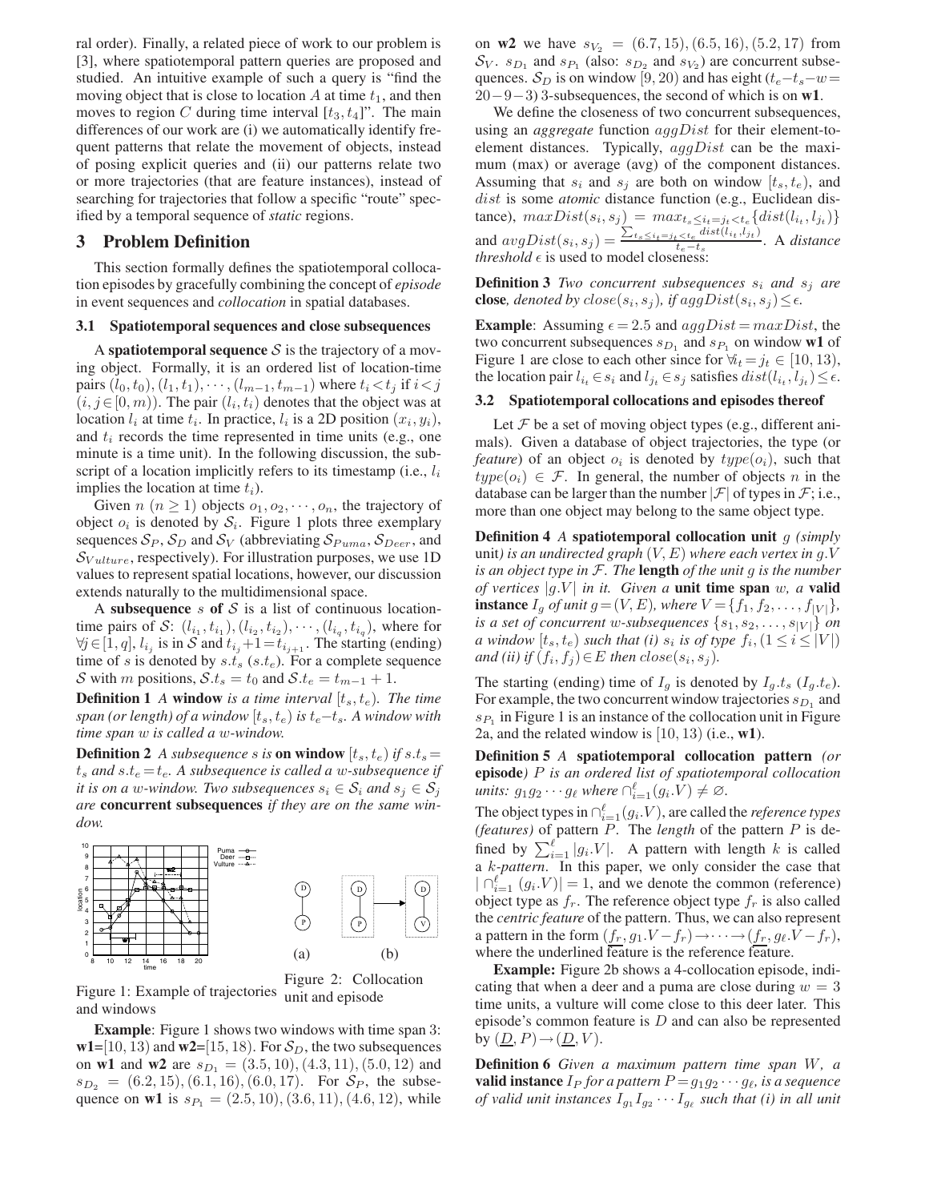ral order). Finally, a related piece of work to our problem is [3], where spatiotemporal pattern queries are proposed and studied. An intuitive example of such a query is "find the moving object that is close to location $A$ at time $t_1$, and then moves to region $C$ during time interval $[t_3, t_4]$". The main differences of our work are (i) we automatically identify frequent patterns that relate the movement of objects, instead of posing explicit queries and (ii) our patterns relate two or more trajectories (that are feature instances), instead of searching for trajectories that follow a specific "route" specified by a temporal sequence of *static* regions.

## 3 Problem Definition

This section formally defines the spatiotemporal collocation episodes by gracefully combining the concept of *episode* in event sequences and *collocation* in spatial databases.

### 3.1 Spatiotemporal sequences and close subsequences

A **spatiotemporal sequence** $\mathcal{S}$ is the trajectory of a moving object. Formally, it is an ordered list of location-time pairs $(l_0, t_0), (l_1, t_1), \cdots, (l_{m-1}, t_{m-1})$ where $t_i < t_j$ if $i < j$ $(i, j \in [0, m))$. The pair $(l_i, t_i)$ denotes that the object was at location $l_i$ at time $t_i$. In practice, $l_i$ is a 2D position $(x_i, y_i)$, and $t_i$ records the time represented in time units (e.g., one minute is a time unit). In the following discussion, the subscript of a location implicitly refers to its timestamp (i.e., $l_i$ implies the location at time $t_i$).

Given $n$ $(n \geq 1)$ objects $o_1, o_2, \cdots, o_n$, the trajectory of object $o_i$ is denoted by $\mathcal{S}_i$. Figure 1 plots three exemplary sequences $\mathcal{S}_P$, $\mathcal{S}_D$ and $\mathcal{S}_V$ (abbreviating $\mathcal{S}_{Puma}$, $\mathcal{S}_{Deer}$, and $\mathcal{S}_{Vulture}$, respectively). For illustration purposes, we use 1D values to represent spatial locations, however, our discussion extends naturally to the multidimensional space.

A **subsequence** $s$ **of** $\mathcal{S}$ is a list of continuous location-time pairs of $\mathcal{S}$: $(l_{i_1}, t_{i_1}), (l_{i_2}, t_{i_2}), \cdots, (l_{i_q}, t_{i_q})$, where for $\forall j \in [1, q]$, $l_{i_j}$ is in $\mathcal{S}$ and $t_{i_j} + 1 = t_{i_{j+1}}$. The starting (ending) time of $s$ is denoted by $s.t_s$ ($s.t_e$). For a complete sequence $\mathcal{S}$ with $m$ positions, $\mathcal{S}.t_s = t_0$ and $\mathcal{S}.t_e = t_{m-1} + 1$.

**Definition 1** *A* **window** *is a time interval $[t_s, t_e)$. The time span (or length) of a window $[t_s, t_e)$ is $t_e - t_s$. A window with time span $w$ is called a $w$-window.*

**Definition 2** *A subsequence $s$ is* **on window** *$[t_s, t_e)$ if $s.t_s = t_s$ and $s.t_e = t_e$. A subsequence is called a $w$-subsequence if it is on a $w$-window. Two subsequences $s_i \in \mathcal{S}_i$ and $s_j \in \mathcal{S}_j$ are* **concurrent subsequences** *if they are on the same window.*

Figure 1: Example of trajectories and windows

Figure 2: Collocation unit and episode

**Example**: Figure 1 shows two windows with time span 3: **w1**=[10, 13) and **w2**=[15, 18). For $\mathcal{S}_D$, the two subsequences on **w1** and **w2** are $s_{D_1} = (3.5, 10), (4.3, 11), (5.0, 12)$ and $s_{D_2} = (6.2, 15), (6.1, 16), (6.0, 17)$. For $\mathcal{S}_P$, the subsequence on **w1** is $s_{P_1} = (2.5, 10), (3.6, 11), (4.6, 12)$, while on **w2** we have $s_{V_2} = (6.7, 15), (6.5, 16), (5.2, 17)$ from $\mathcal{S}_V$. $s_{D_1}$ and $s_{P_1}$ (also: $s_{D_2}$ and $s_{V_2}$) are concurrent subsequences. $\mathcal{S}_D$ is on window $[9, 20)$ and has eight $(t_e - t_s - w = 20 - 9 - 3)$ 3-subsequences, the second of which is on **w1**.

We define the closeness of two concurrent subsequences, using an *aggregate* function $aggDist$ for their element-to-element distances. Typically, $aggDist$ can be the maximum (max) or average (avg) of the component distances. Assuming that $s_i$ and $s_j$ are both on window $[t_s, t_e)$, and $dist$ is some *atomic* distance function (e.g., Euclidean distance), $maxDist(s_i, s_j) = max_{t_s \leq i_t = j_t < t_e}\{dist(l_{i_t}, l_{j_t})\}$ and $avgDist(s_i, s_j) = \frac{\sum_{t_s \leq i_t = j_t < t_e} dist(l_{i_t}, l_{j_t})}{t_e - t_s}$. A *distance threshold* $\epsilon$ is used to model closeness:

**Definition 3** *Two concurrent subsequences $s_i$ and $s_j$ are* **close***, denoted by $close(s_i, s_j)$, if $aggDist(s_i, s_j) \leq \epsilon$.*

**Example**: Assuming $\epsilon = 2.5$ and $aggDist = maxDist$, the two concurrent subsequences $s_{D_1}$ and $s_{P_1}$ on window **w1** of Figure 1 are close to each other since for $\forall i_t = j_t \in [10, 13)$, the location pair $l_{i_t} \in s_i$ and $l_{j_t} \in s_j$ satisfies $dist(l_{i_t}, l_{j_t}) \leq \epsilon$.

### 3.2 Spatiotemporal collocations and episodes thereof

Let $\mathcal{F}$ be a set of moving object types (e.g., different animals). Given a database of object trajectories, the type (or *feature*) of an object $o_i$ is denoted by $type(o_i)$, such that $type(o_i) \in \mathcal{F}$. In general, the number of objects $n$ in the database can be larger than the number $|\mathcal{F}|$ of types in $\mathcal{F}$; i.e., more than one object may belong to the same object type.

**Definition 4** *A* **spatiotemporal collocation unit** *$g$ (simply* unit*) is an undirected graph $(V, E)$ where each vertex in $g.V$ is an object type in $\mathcal{F}$. The* **length** *of the unit $g$ is the number of vertices $|g.V|$ in it. Given a* **unit time span** *$w$, a* **valid instance** *$I_g$ of unit $g = (V, E)$, where $V = \{f_1, f_2, \ldots, f_{|V|}\}$, is a set of concurrent $w$-subsequences $\{s_1, s_2, \ldots, s_{|V|}\}$ on a window $[t_s, t_e)$ such that (i) $s_i$ is of type $f_i$, $(1 \leq i \leq |V|)$ and (ii) if $(f_i, f_j) \in E$ then $close(s_i, s_j)$.*

The starting (ending) time of $I_g$ is denoted by $I_g.t_s$ ($I_g.t_e$). For example, the two concurrent window trajectories $s_{D_1}$ and $s_{P_1}$ in Figure 1 is an instance of the collocation unit in Figure 2a, and the related window is $[10, 13)$ (i.e., **w1**).

**Definition 5** *A* **spatiotemporal collocation pattern** *(or* **episode***) $P$ is an ordered list of spatiotemporal collocation units: $g_1 g_2 \cdots g_\ell$ where $\cap_{i=1}^{\ell}(g_i.V) \neq \varnothing$.*

The object types in $\cap_{i=1}^{\ell}(g_i.V)$, are called the *reference types (features)* of pattern $P$. The *length* of the pattern $P$ is defined by $\sum_{i=1}^{\ell} |g_i.V|$. A pattern with length $k$ is called a *k-pattern*. In this paper, we only consider the case that $|\cap_{i=1}^{\ell}(g_i.V)| = 1$, and we denote the common (reference) object type as $f_r$. The reference object type $f_r$ is also called the *centric feature* of the pattern. Thus, we can also represent a pattern in the form $(\underline{f_r}, g_1.V - f_r) \to \cdots \to (\underline{f_r}, g_\ell.V - f_r)$, where the underlined feature is the reference feature.

**Example:** Figure 2b shows a 4-collocation episode, indicating that when a deer and a puma are close during $w = 3$ time units, a vulture will come close to this deer later. This episode's common feature is $D$ and can also be represented by $(\underline{D}, P) \to (\underline{D}, V)$.

**Definition 6** *Given a maximum pattern time span $W$, a* **valid instance** *$I_P$ for a pattern $P = g_1 g_2 \cdots g_\ell$, is a sequence of valid unit instances $I_{g_1} I_{g_2} \cdots I_{g_\ell}$ such that (i) in all unit*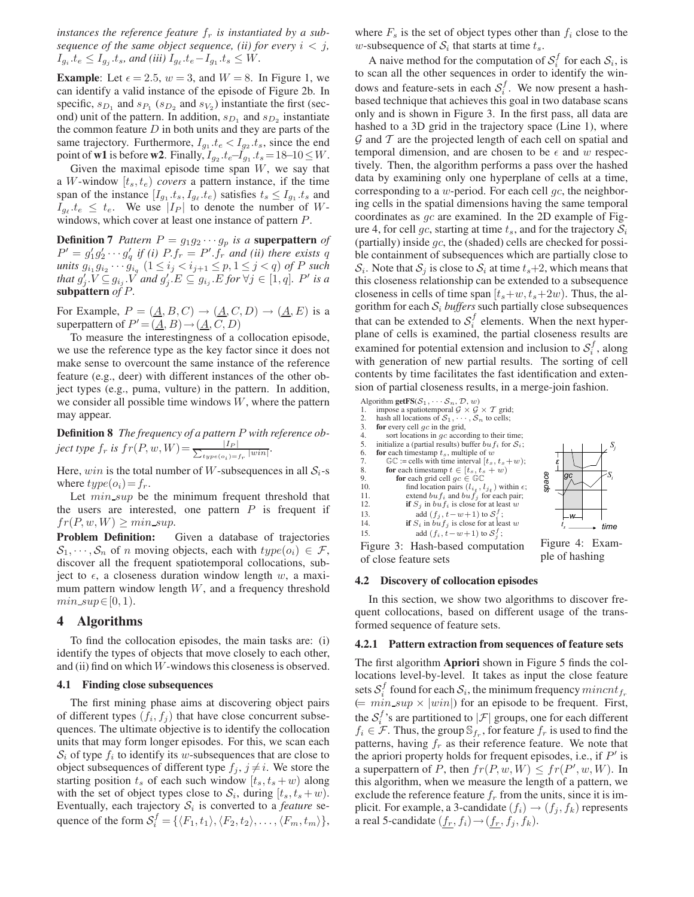*instances the reference feature $f_r$ is instantiated by a subsequence of the same object sequence, (ii) for every $i < j$, $I_{g_i}.t_e \leq I_{g_j}.t_s$, and (iii) $I_{g_\ell}.t_e - I_{g_1}.t_s \leq W$.*

**Example**: Let $\epsilon = 2.5$, $w = 3$, and $W = 8$. In Figure 1, we can identify a valid instance of the episode of Figure 2b. In specific, $s_{D_1}$ and $s_{P_1}$ ($s_{D_2}$ and $s_{V_2}$) instantiate the first (second) unit of the pattern. In addition, $s_{D_1}$ and $s_{D_2}$ instantiate the common feature $D$ in both units and they are parts of the same trajectory. Furthermore, $I_{g_1}.t_e < I_{g_2}.t_s$, since the end point of **w1** is before **w2**. Finally, $I_{g_2}.t_e - I_{g_1}.t_s = 18\text{–}10 \leq W$.

Given the maximal episode time span $W$, we say that a $W$-window $[t_s, t_e)$ *covers* a pattern instance, if the time span of the instance $[I_{g_1}.t_s, I_{g_\ell}.t_e)$ satisfies $t_s \leq I_{g_1}.t_s$ and $I_{g_\ell}.t_e \leq t_e$. We use $|I_P|$ to denote the number of $W$-windows, which cover at least one instance of pattern $P$.

**Definition 7** *Pattern $P = g_1 g_2 \cdots g_p$ is a* **superpattern** *of $P' = g'_1 g'_2 \cdots g'_q$ if (i) $P.f_r = P'.f_r$ and (ii) there exists $q$ units $g_{i_1} g_{i_2} \cdots g_{i_q}$ $(1 \leq i_j < i_{j+1} \leq p, 1 \leq j < q)$ of $P$ such that $g'_j.V \subseteq g_{i_j}.V$ and $g'_j.E \subseteq g_{i_j}.E$ for $\forall j \in [1, q]$. $P'$ is a* **subpattern** *of $P$.*

For Example, $P = (\underline{A}, B, C) \rightarrow (\underline{A}, C, D) \rightarrow (\underline{A}, E)$ is a superpattern of $P' = (\underline{A}, B) \rightarrow (\underline{A}, C, D)$

To measure the interestingness of a collocation episode, we use the reference type as the key factor since it does not make sense to overcount the same instance of the reference feature (e.g., deer) with different instances of the other object types (e.g., puma, vulture) in the pattern. In addition, we consider all possible time windows $W$, where the pattern may appear.

**Definition 8** *The frequency of a pattern $P$ with reference object type $f_r$ is $fr(P, w, W) = \frac{|I_P|}{\sum_{type(o_i)=f_r} |win|}$.*

Here, $win$ is the total number of $W$-subsequences in all $\mathcal{S}_i$-s where $type(o_i) = f_r$.

Let $min\_sup$ be the minimum frequent threshold that the users are interested, one pattern $P$ is frequent if $fr(P, w, W) \geq min\_sup$.

**Problem Definition:** Given a database of trajectories $\mathcal{S}_1, \cdots, \mathcal{S}_n$ of $n$ moving objects, each with $type(o_i) \in \mathcal{F}$, discover all the frequent spatiotemporal collocations, subject to $\epsilon$, a closeness duration window length $w$, a maximum pattern window length $W$, and a frequency threshold $min\_sup \in [0, 1)$.

# 4 Algorithms

To find the collocation episodes, the main tasks are: (i) identify the types of objects that move closely to each other, and (ii) find on which $W$-windows this closeness is observed.

## 4.1 Finding close subsequences

The first mining phase aims at discovering object pairs of different types $(f_i, f_j)$ that have close concurrent subsequences. The ultimate objective is to identify the collocation units that may form longer episodes. For this, we scan each $\mathcal{S}_i$ of type $f_i$ to identify its $w$-subsequences that are close to object subsequences of different type $f_j, j \neq i$. We store the starting position $t_s$ of each such window $[t_s, t_s + w)$ along with the set of object types close to $\mathcal{S}_i$, during $[t_s, t_s + w)$. Eventually, each trajectory $\mathcal{S}_i$ is converted to a *feature* sequence of the form $\mathcal{S}_i^f = \{\langle F_1, t_1 \rangle, \langle F_2, t_2 \rangle, \ldots, \langle F_m, t_m \rangle\}$, where $F_s$ is the set of object types other than $f_i$ close to the $w$-subsequence of $\mathcal{S}_i$ that starts at time $t_s$.

A naive method for the computation of $\mathcal{S}_i^f$ for each $\mathcal{S}_i$, is to scan all the other sequences in order to identify the windows and feature-sets in each $\mathcal{S}_i^f$. We now present a hash-based technique that achieves this goal in two database scans only and is shown in Figure 3. In the first pass, all data are hashed to a 3D grid in the trajectory space (Line 1), where $\mathcal{G}$ and $\mathcal{T}$ are the projected length of each cell on spatial and temporal dimension, and are chosen to be $\epsilon$ and $w$ respectively. Then, the algorithm performs a pass over the hashed data by examining only one hyperplane of cells at a time, corresponding to a $w$-period. For each cell $gc$, the neighboring cells in the spatial dimensions having the same temporal coordinates as $gc$ are examined. In the 2D example of Figure 4, for cell $gc$, starting at time $t_s$, and for the trajectory $\mathcal{S}_i$ (partially) inside $gc$, the (shaded) cells are checked for possible containment of subsequences which are partially close to $\mathcal{S}_i$. Note that $\mathcal{S}_j$ is close to $\mathcal{S}_i$ at time $t_s$+2, which means that this closeness relationship can be extended to a subsequence closeness in cells of time span $[t_s + w, t_s + 2w)$. Thus, the algorithm for each $\mathcal{S}_i$ *buffers* such partially close subsequences that can be extended to $\mathcal{S}_i^f$ elements. When the next hyperplane of cells is examined, the partial closeness results are examined for potential extension and inclusion to $\mathcal{S}_i^f$, along with generation of new partial results. The sorting of cell contents by time facilitates the fast identification and extension of partial closeness results, in a merge-join fashion.

```
Algorithm getFS(S_1, ··· S_n, D, w)
1.   impose a spatiotemporal G × G × T grid;
2.   hash all locations of S_1, ··· , S_n to cells;
3.   for every cell gc in the grid,
4.       sort locations in gc according to their time;
5.   initialize a (partial results) buffer buf_i for S_i;
6.   for each timestamp t_s, multiple of w
7.       GC := cells with time interval [t_s, t_s+w);
8.       for each timestamp t ∈ [t_s, t_s + w)
9.           for each grid cell gc ∈ GC
10.              find location pairs (l_{i_t}, l_{j_t}) within ε;
11.              extend buf_i and buf_j for each pair;
12.              if S_j in buf_i is close for at least w
13.                  add (f_j, t−w+1) to S_i^f;
14.              if S_i in buf_j is close for at least w
15.                  add (f_i, t−w+1) to S_j^f;
```

Figure 3: Hash-based computation of close feature sets

Figure 4: Example of hashing

## 4.2 Discovery of collocation episodes

In this section, we show two algorithms to discover frequent collocations, based on different usage of the transformed sequence of feature sets.

### 4.2.1 Pattern extraction from sequences of feature sets

The first algorithm **Apriori** shown in Figure 5 finds the collocations level-by-level. It takes as input the close feature sets $\mathcal{S}_i^f$ found for each $\mathcal{S}_i$, the minimum frequency $mincnt_{f_r}$ $(= min\_sup \times |win|)$ for an episode to be frequent. First, the $\mathcal{S}_i^f$'s are partitioned to $|\mathcal{F}|$ groups, one for each different $f_i \in \mathcal{F}$. Thus, the group $\mathbb{S}_{f_r}$, for feature $f_r$ is used to find the patterns, having $f_r$ as their reference feature. We note that the apriori property holds for frequent episodes, i.e., if $P'$ is a superpattern of $P$, then $fr(P, w, W) \leq fr(P', w, W)$. In this algorithm, when we measure the length of a pattern, we exclude the reference feature $f_r$ from the units, since it is implicit. For example, a 3-candidate $(f_i) \rightarrow (f_j, f_k)$ represents a real 5-candidate $(\underline{f_r}, f_i) \rightarrow (\underline{f_r}, f_j, f_k)$.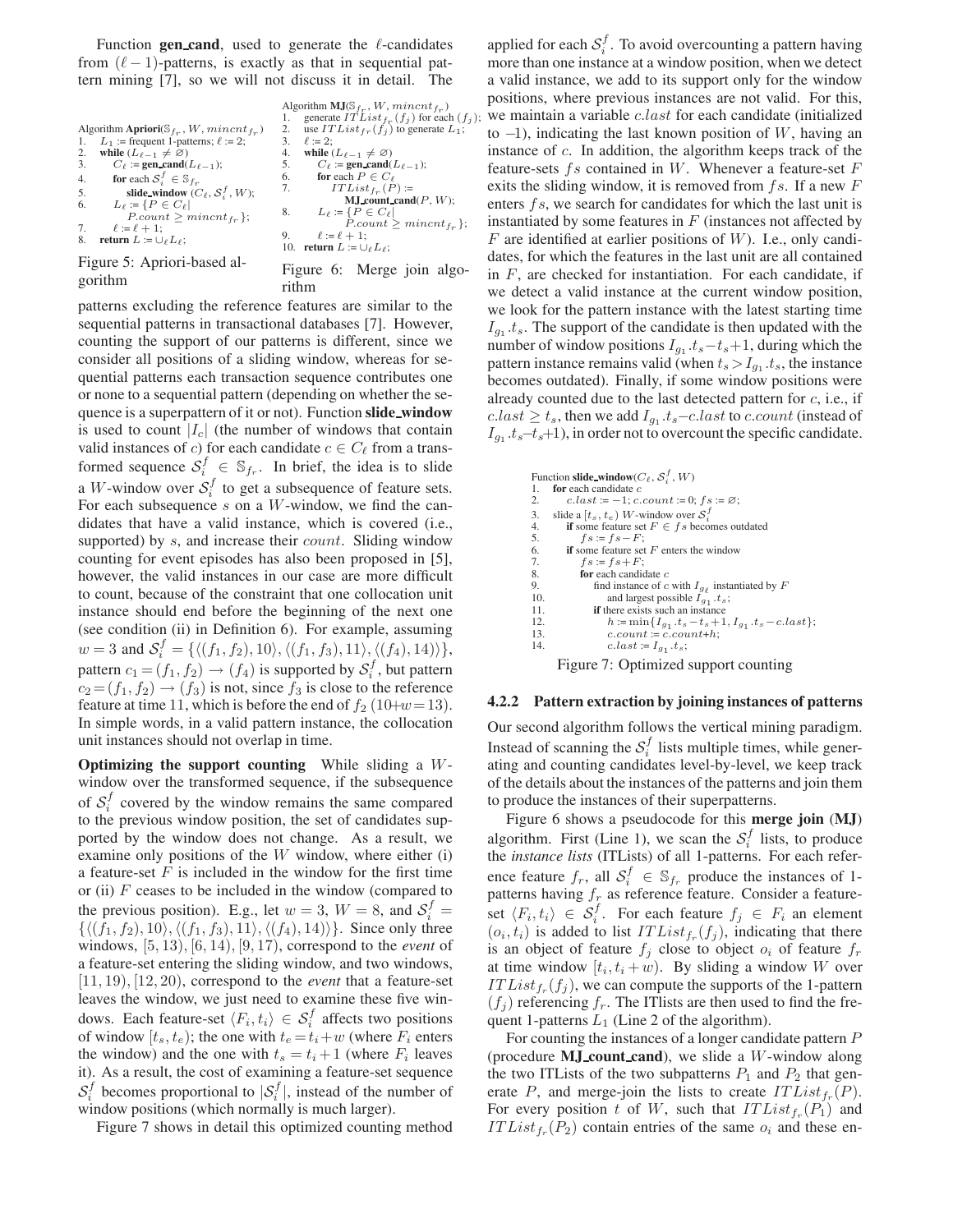Function **gen_cand**, used to generate the $\ell$-candidates from $(\ell-1)$-patterns, is exactly as that in sequential pattern mining [7], so we will not discuss it in detail. The

```
Algorithm Apriori(S_{f_r}, W, mincnt_{f_r})
1.  L_1 := frequent 1-patterns; ℓ := 2;
2.  while (L_{ℓ-1} ≠ ∅)
3.      C_ℓ := gen_cand(L_{ℓ-1});
4.      for each S_i^f ∈ S_{f_r}
5.          slide_window (C_ℓ, S_i^f, W);
6.      L_ℓ := {P ∈ C_ℓ |
            P.count ≥ mincnt_{f_r} };
7.      ℓ := ℓ + 1;
8.  return L := ∪_ℓ L_ℓ;
```

Figure 5: Apriori-based algorithm

```
Algorithm MJ(S_{f_r}, W, mincnt_{f_r})
1.  generate ITList_{f_r}(f_j) for each (f_j);
2.  use ITList_{f_r}(f_j) to generate L_1;
3.  ℓ := 2;
4.  while (L_{ℓ-1} ≠ ∅)
5.      C_ℓ := gen_cand(L_{ℓ-1});
6.      for each P ∈ C_ℓ
7.          ITList_{f_r}(P) :=
                MJ_count_cand(P, W);
8.      L_ℓ := {P ∈ C_ℓ |
            P.count ≥ mincnt_{f_r} };
9.      ℓ := ℓ + 1;
10. return L := ∪_ℓ L_ℓ;
```

Figure 6: Merge join algorithm

patterns excluding the reference features are similar to the sequential patterns in transactional databases [7]. However, counting the support of our patterns is different, since we consider all positions of a sliding window, whereas for sequential patterns each transaction sequence contributes one or none to a sequential pattern (depending on whether the sequence is a superpattern of it or not). Function **slide_window** is used to count $|I_c|$ (the number of windows that contain valid instances of $c$) for each candidate $c \in C_\ell$ from a transformed sequence $\mathcal{S}_i^f \in \mathbb{S}_{f_r}$. In brief, the idea is to slide a $W$-window over $\mathcal{S}_i^f$ to get a subsequence of feature sets. For each subsequence $s$ on a $W$-window, we find the candidates that have a valid instance, which is covered (i.e., supported) by $s$, and increase their $count$. Sliding window counting for event episodes has also been proposed in [5], however, the valid instances in our case are more difficult to count, because of the constraint that one collocation unit instance should end before the beginning of the next one (see condition (ii) in Definition 6). For example, assuming $w=3$ and $\mathcal{S}_i^f = \{\langle(f_1,f_2),10\rangle, \langle(f_1,f_3),11\rangle, \langle(f_4),14\rangle\}$, pattern $c_1=(f_1,f_2)\rightarrow(f_4)$ is supported by $\mathcal{S}_i^f$, but pattern $c_2=(f_1,f_2)\rightarrow(f_3)$ is not, since $f_3$ is close to the reference feature at time 11, which is before the end of $f_2$ ($10+w=13$). In simple words, in a valid pattern instance, the collocation unit instances should not overlap in time.

**Optimizing the support counting** While sliding a $W$-window over the transformed sequence, if the subsequence of $\mathcal{S}_i^f$ covered by the window remains the same compared to the previous window position, the set of candidates supported by the window does not change. As a result, we examine only positions of the $W$ window, where either (i) a feature-set $F$ is included in the window for the first time or (ii) $F$ ceases to be included in the window (compared to the previous position). E.g., let $w=3$, $W=8$, and $\mathcal{S}_i^f = \{\langle(f_1,f_2),10\rangle, \langle(f_1,f_3),11\rangle, \langle(f_4),14\rangle\}$. Since only three windows, $[5,13)$, $[6,14)$, $[9,17)$, correspond to the *event* of a feature-set entering the sliding window, and two windows, $[11,19)$, $[12,20)$, correspond to the *event* that a feature-set leaves the window, we just need to examine these five windows. Each feature-set $\langle F_i, t_i\rangle \in \mathcal{S}_i^f$ affects two positions of window $[t_s,t_e)$; the one with $t_e=t_i+w$ (where $F_i$ enters the window) and the one with $t_s=t_i+1$ (where $F_i$ leaves it). As a result, the cost of examining a feature-set sequence $\mathcal{S}_i^f$ becomes proportional to $|\mathcal{S}_i^f|$, instead of the number of window positions (which normally is much larger).

Figure 7 shows in detail this optimized counting method applied for each $\mathcal{S}_i^f$. To avoid overcounting a pattern having more than one instance at a window position, when we detect a valid instance, we add to its support only for the window positions, where previous instances are not valid. For this, we maintain a variable $c.last$ for each candidate (initialized to –1), indicating the last known position of $W$, having an instance of $c$. In addition, the algorithm keeps track of the feature-sets $fs$ contained in $W$. Whenever a feature-set $F$ exits the sliding window, it is removed from $fs$. If a new $F$ enters $fs$, we search for candidates for which the last unit is instantiated by some features in $F$ (instances not affected by $F$ are identified at earlier positions of $W$). I.e., only candidates, for which the features in the last unit are all contained in $F$, are checked for instantiation. For each candidate, if we detect a valid instance at the current window position, we look for the pattern instance with the latest starting time $I_{g_1}.t_s$. The support of the candidate is then updated with the number of window positions $I_{g_1}.t_s - t_s + 1$, during which the pattern instance remains valid (when $t_s > I_{g_1}.t_s$, the instance becomes outdated). Finally, if some window positions were already counted due to the last detected pattern for $c$, i.e., if $c.last \geq t_s$, then we add $I_{g_1}.t_s - c.last$ to $c.count$ (instead of $I_{g_1}.t_s - t_s + 1$), in order not to overcount the specific candidate.

```
Function slide_window(C_ℓ, S_i^f, W)
1.  for each candidate c
2.      c.last := −1; c.count := 0; fs := ∅;
3.  slide a [t_s, t_e) W-window over S_i^f
4.      if some feature set F ∈ fs becomes outdated
5.          fs := fs − F;
6.      if some feature set F enters the window
7.          fs := fs + F;
8.          for each candidate c
9.              find instance of c with I_{g_ℓ} instantiated by F
10.                 and largest possible I_{g_1}.t_s;
11.             if there exists such an instance
12.                 h := min{I_{g_1}.t_s − t_s + 1, I_{g_1}.t_s − c.last};
13.                 c.count := c.count + h;
14.                 c.last := I_{g_1}.t_s;
```

Figure 7: Optimized support counting

### 4.2.2 Pattern extraction by joining instances of patterns

Our second algorithm follows the vertical mining paradigm. Instead of scanning the $\mathcal{S}_i^f$ lists multiple times, while generating and counting candidates level-by-level, we keep track of the details about the instances of the patterns and join them to produce the instances of their superpatterns.

Figure 6 shows a pseudocode for this **merge join** (**MJ**) algorithm. First (Line 1), we scan the $\mathcal{S}_i^f$ lists, to produce the *instance lists* (ITLists) of all 1-patterns. For each reference feature $f_r$, all $\mathcal{S}_i^f \in \mathbb{S}_{f_r}$ produce the instances of 1-patterns having $f_r$ as reference feature. Consider a feature-set $\langle F_i, t_i\rangle \in \mathcal{S}_i^f$. For each feature $f_j \in F_i$ an element $(o_i, t_i)$ is added to list $ITList_{f_r}(f_j)$, indicating that there is an object of feature $f_j$ close to object $o_i$ of feature $f_r$ at time window $[t_i, t_i+w)$. By sliding a window $W$ over $ITList_{f_r}(f_j)$, we can compute the supports of the 1-pattern $(f_j)$ referencing $f_r$. The ITlists are then used to find the frequent 1-patterns $L_1$ (Line 2 of the algorithm).

For counting the instances of a longer candidate pattern $P$ (procedure **MJ_count_cand**), we slide a $W$-window along the two ITLists of the two subpatterns $P_1$ and $P_2$ that generate $P$, and merge-join the lists to create $ITList_{f_r}(P)$. For every position $t$ of $W$, such that $ITList_{f_r}(P_1)$ and $ITList_{f_r}(P_2)$ contain entries of the same $o_i$ and these en-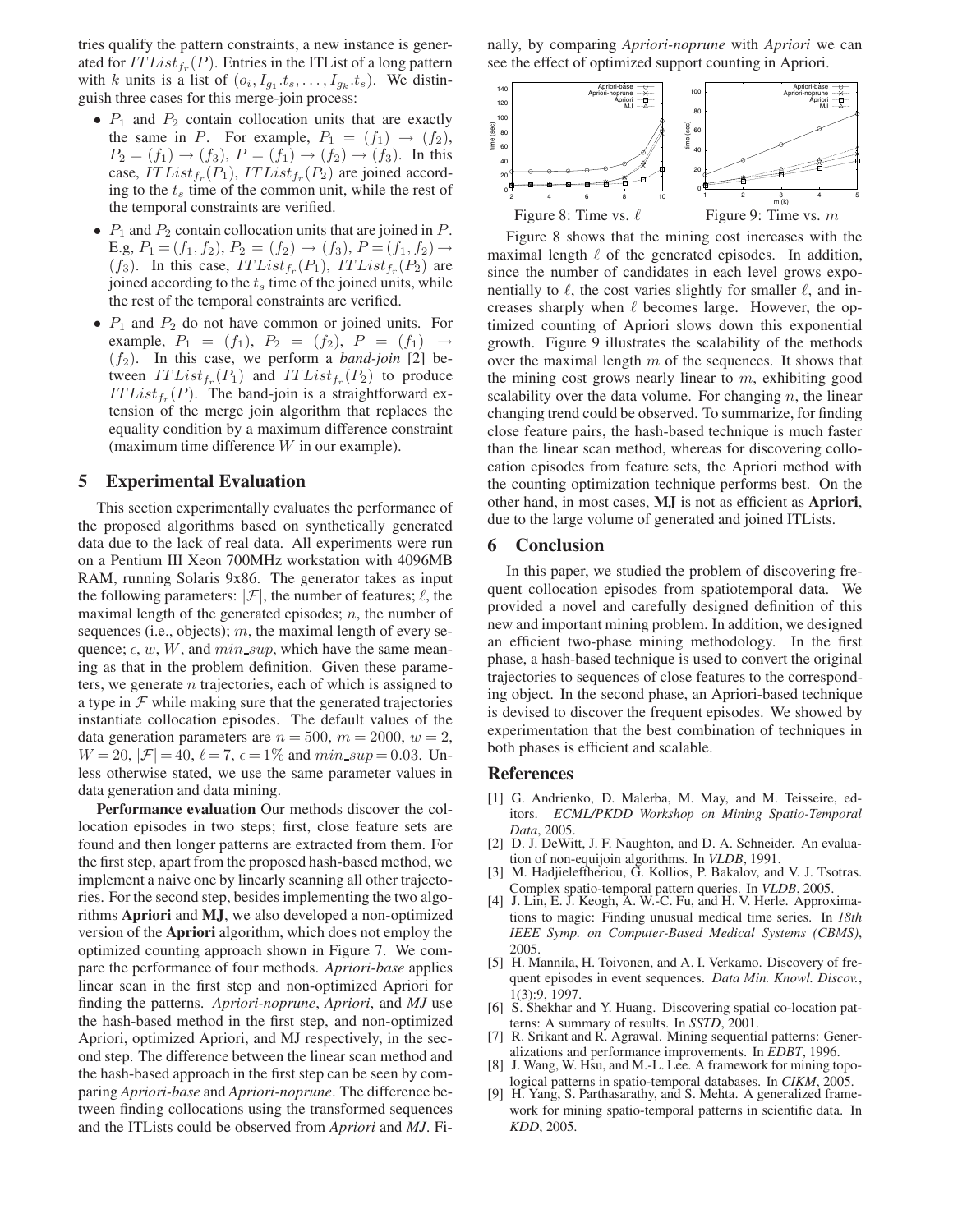tries qualify the pattern constraints, a new instance is generated for $ITList_{f_r}(P)$. Entries in the ITList of a long pattern with $k$ units is a list of $(o_i, I_{g_1}.t_s, \ldots, I_{g_k}.t_s)$. We distinguish three cases for this merge-join process:

- $P_1$ and $P_2$ contain collocation units that are exactly the same in $P$. For example, $P_1 = (f_1) \rightarrow (f_2)$, $P_2 = (f_1) \rightarrow (f_3)$, $P = (f_1) \rightarrow (f_2) \rightarrow (f_3)$. In this case, $ITList_{f_r}(P_1)$, $ITList_{f_r}(P_2)$ are joined according to the $t_s$ time of the common unit, while the rest of the temporal constraints are verified.
- $P_1$ and $P_2$ contain collocation units that are joined in $P$. E.g, $P_1 = (f_1, f_2)$, $P_2 = (f_2) \rightarrow (f_3)$, $P = (f_1, f_2) \rightarrow (f_3)$. In this case, $ITList_{f_r}(P_1)$, $ITList_{f_r}(P_2)$ are joined according to the $t_s$ time of the joined units, while the rest of the temporal constraints are verified.
- $P_1$ and $P_2$ do not have common or joined units. For example, $P_1 = (f_1)$, $P_2 = (f_2)$, $P = (f_1) \rightarrow (f_2)$. In this case, we perform a *band-join* [2] between $ITList_{f_r}(P_1)$ and $ITList_{f_r}(P_2)$ to produce $ITList_{f_r}(P)$. The band-join is a straightforward extension of the merge join algorithm that replaces the equality condition by a maximum difference constraint (maximum time difference $W$ in our example).

## 5 Experimental Evaluation

This section experimentally evaluates the performance of the proposed algorithms based on synthetically generated data due to the lack of real data. All experiments were run on a Pentium III Xeon 700MHz workstation with 4096MB RAM, running Solaris 9x86. The generator takes as input the following parameters: $|\mathcal{F}|$, the number of features; $\ell$, the maximal length of the generated episodes; $n$, the number of sequences (i.e., objects); $m$, the maximal length of every sequence; $\epsilon$, $w$, $W$, and $min\_sup$, which have the same meaning as that in the problem definition. Given these parameters, we generate $n$ trajectories, each of which is assigned to a type in $\mathcal{F}$ while making sure that the generated trajectories instantiate collocation episodes. The default values of the data generation parameters are $n = 500$, $m = 2000$, $w = 2$, $W = 20$, $|\mathcal{F}| = 40$, $\ell = 7$, $\epsilon = 1\%$ and $min\_sup = 0.03$. Unless otherwise stated, we use the same parameter values in data generation and data mining.

**Performance evaluation** Our methods discover the collocation episodes in two steps; first, close feature sets are found and then longer patterns are extracted from them. For the first step, apart from the proposed hash-based method, we implement a naive one by linearly scanning all other trajectories. For the second step, besides implementing the two algorithms **Apriori** and **MJ**, we also developed a non-optimized version of the **Apriori** algorithm, which does not employ the optimized counting approach shown in Figure 7. We compare the performance of four methods. *Apriori-base* applies linear scan in the first step and non-optimized Apriori for finding the patterns. *Apriori-noprune*, *Apriori*, and *MJ* use the hash-based method in the first step, and non-optimized Apriori, optimized Apriori, and MJ respectively, in the second step. The difference between the linear scan method and the hash-based approach in the first step can be seen by comparing *Apriori-base* and *Apriori-noprune*. The difference between finding collocations using the transformed sequences and the ITLists could be observed from *Apriori* and *MJ*. Finally, by comparing *Apriori-noprune* with *Apriori* we can see the effect of optimized support counting in Apriori.

Apriori-base
Apriori-noprune
Apriori
MJ
time (sec)
l
0
20
40
60
80
100
120
140
2
4
6
8
10

Figure 8: Time vs. $\ell$

Apriori-base
Apriori-noprune
Apriori
MJ
time (sec)
m (k)
0
20
40
60
80
100
1
2
3
4
5

Figure 9: Time vs. $m$

Figure 8 shows that the mining cost increases with the maximal length $\ell$ of the generated episodes. In addition, since the number of candidates in each level grows exponentially to $\ell$, the cost varies slightly for smaller $\ell$, and increases sharply when $\ell$ becomes large. However, the optimized counting of Apriori slows down this exponential growth. Figure 9 illustrates the scalability of the methods over the maximal length $m$ of the sequences. It shows that the mining cost grows nearly linear to $m$, exhibiting good scalability over the data volume. For changing $n$, the linear changing trend could be observed. To summarize, for finding close feature pairs, the hash-based technique is much faster than the linear scan method, whereas for discovering collocation episodes from feature sets, the Apriori method with the counting optimization technique performs best. On the other hand, in most cases, **MJ** is not as efficient as **Apriori**, due to the large volume of generated and joined ITLists.

## 6 Conclusion

In this paper, we studied the problem of discovering frequent collocation episodes from spatiotemporal data. We provided a novel and carefully designed definition of this new and important mining problem. In addition, we designed an efficient two-phase mining methodology. In the first phase, a hash-based technique is used to convert the original trajectories to sequences of close features to the corresponding object. In the second phase, an Apriori-based technique is devised to discover the frequent episodes. We showed by experimentation that the best combination of techniques in both phases is efficient and scalable.

## References

[1] G. Andrienko, D. Malerba, M. May, and M. Teisseire, editors. *ECML/PKDD Workshop on Mining Spatio-Temporal Data*, 2005.

[2] D. J. DeWitt, J. F. Naughton, and D. A. Schneider. An evaluation of non-equijoin algorithms. In *VLDB*, 1991.

[3] M. Hadjieleftheriou, G. Kollios, P. Bakalov, and V. J. Tsotras. Complex spatio-temporal pattern queries. In *VLDB*, 2005.

[4] J. Lin, E. J. Keogh, A. W.-C. Fu, and H. Herle. Approximations to magic: Finding unusual medical time series. In *18th IEEE Symp. on Computer-Based Medical Systems (CBMS)*, 2005.

[5] H. Mannila, H. Toivonen, and A. I. Verkamo. Discovery of frequent episodes in event sequences. *Data Min. Knowl. Discov.*, 1(3):9, 1997.

[6] S. Shekhar and Y. Huang. Discovering spatial co-location patterns: A summary of results. In *SSTD*, 2001.

[7] R. Srikant and R. Agrawal. Mining sequential patterns: Generalizations and performance improvements. In *EDBT*, 1996.

[8] J. Wang, W. Hsu, and M.-L. Lee. A framework for mining topological patterns in spatio-temporal databases. In *CIKM*, 2005.

[9] H. Yang, S. Parthasarathy, and S. Mehta. A generalized framework for mining spatio-temporal patterns in scientific data. In *KDD*, 2005.